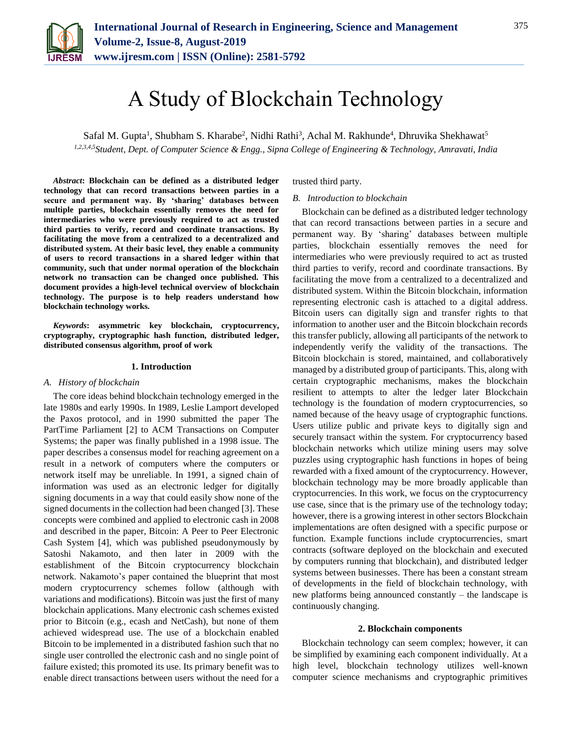# A Study of Blockchain Technology

Safal M. Gupta[1], Shubham S. Kharabe[2], Nidhi Rathi[3], Achal M. Rakhunde[4], Dhruvika Shekhawat[5]

[1,2,3,4,5]*Student, Dept. of Computer Science & Engg., Sipna College of Engineering & Technology, Amravati, India*

***Abstract*: Blockchain can be defined as a distributed ledger technology that can record transactions between parties in a secure and permanent way. By 'sharing' databases between multiple parties, blockchain essentially removes the need for intermediaries who were previously required to act as trusted third parties to verify, record and coordinate transactions. By facilitating the move from a centralized to a decentralized and distributed system. At their basic level, they enable a community of users to record transactions in a shared ledger within that community, such that under normal operation of the blockchain network no transaction can be changed once published. This document provides a high-level technical overview of blockchain technology. The purpose is to help readers understand how blockchain technology works.**

***Keywords*: asymmetric key blockchain, cryptocurrency, cryptography, cryptographic hash function, distributed ledger, distributed consensus algorithm, proof of work**

## 1. Introduction

### *A. History of blockchain*

The core ideas behind blockchain technology emerged in the late 1980s and early 1990s. In 1989, Leslie Lamport developed the Paxos protocol, and in 1990 submitted the paper The PartTime Parliament [2] to ACM Transactions on Computer Systems; the paper was finally published in a 1998 issue. The paper describes a consensus model for reaching agreement on a result in a network of computers where the computers or network itself may be unreliable. In 1991, a signed chain of information was used as an electronic ledger for digitally signing documents in a way that could easily show none of the signed documents in the collection had been changed [3]. These concepts were combined and applied to electronic cash in 2008 and described in the paper, Bitcoin: A Peer to Peer Electronic Cash System [4], which was published pseudonymously by Satoshi Nakamoto, and then later in 2009 with the establishment of the Bitcoin cryptocurrency blockchain network. Nakamoto's paper contained the blueprint that most modern cryptocurrency schemes follow (although with variations and modifications). Bitcoin was just the first of many blockchain applications. Many electronic cash schemes existed prior to Bitcoin (e.g., ecash and NetCash), but none of them achieved widespread use. The use of a blockchain enabled Bitcoin to be implemented in a distributed fashion such that no single user controlled the electronic cash and no single point of failure existed; this promoted its use. Its primary benefit was to enable direct transactions between users without the need for a trusted third party.

### *B. Introduction to blockchain*

Blockchain can be defined as a distributed ledger technology that can record transactions between parties in a secure and permanent way. By 'sharing' databases between multiple parties, blockchain essentially removes the need for intermediaries who were previously required to act as trusted third parties to verify, record and coordinate transactions. By facilitating the move from a centralized to a decentralized and distributed system. Within the Bitcoin blockchain, information representing electronic cash is attached to a digital address. Bitcoin users can digitally sign and transfer rights to that information to another user and the Bitcoin blockchain records this transfer publicly, allowing all participants of the network to independently verify the validity of the transactions. The Bitcoin blockchain is stored, maintained, and collaboratively managed by a distributed group of participants. This, along with certain cryptographic mechanisms, makes the blockchain resilient to attempts to alter the ledger later Blockchain technology is the foundation of modern cryptocurrencies, so named because of the heavy usage of cryptographic functions. Users utilize public and private keys to digitally sign and securely transact within the system. For cryptocurrency based blockchain networks which utilize mining users may solve puzzles using cryptographic hash functions in hopes of being rewarded with a fixed amount of the cryptocurrency. However, blockchain technology may be more broadly applicable than cryptocurrencies. In this work, we focus on the cryptocurrency use case, since that is the primary use of the technology today; however, there is a growing interest in other sectors Blockchain implementations are often designed with a specific purpose or function. Example functions include cryptocurrencies, smart contracts (software deployed on the blockchain and executed by computers running that blockchain), and distributed ledger systems between businesses. There has been a constant stream of developments in the field of blockchain technology, with new platforms being announced constantly – the landscape is continuously changing.

## 2. Blockchain components

Blockchain technology can seem complex; however, it can be simplified by examining each component individually. At a high level, blockchain technology utilizes well-known computer science mechanisms and cryptographic primitives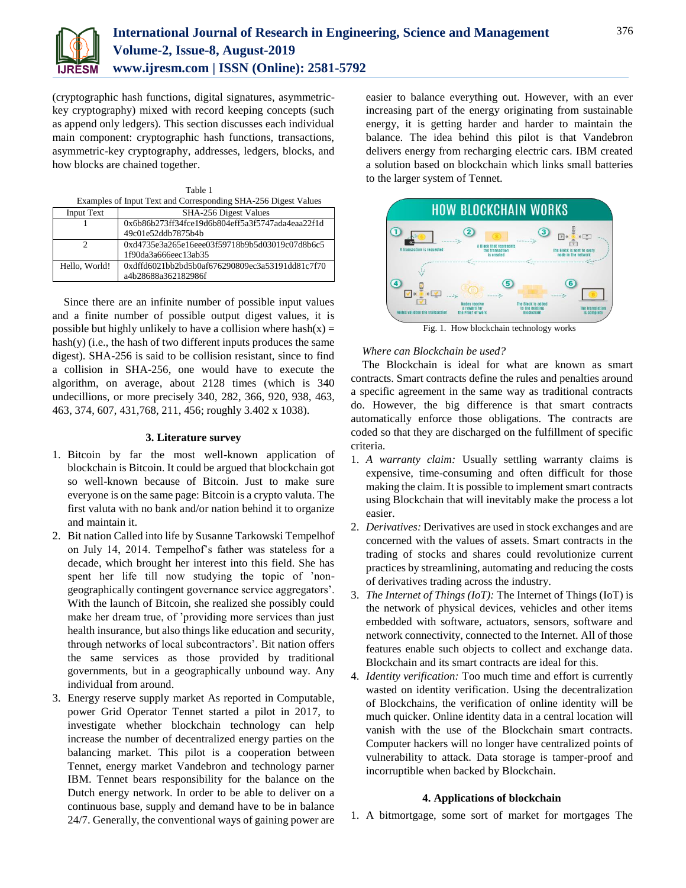(cryptographic hash functions, digital signatures, asymmetric-key cryptography) mixed with record keeping concepts (such as append only ledgers). This section discusses each individual main component: cryptographic hash functions, transactions, asymmetric-key cryptography, addresses, ledgers, blocks, and how blocks are chained together.

Table 1
Examples of Input Text and Corresponding SHA-256 Digest Values

| Input Text | SHA-256 Digest Values |
|---|---|
| 1 | 0x6b86b273ff34fce19d6b804eff5a3f5747ada4eaa22f1d49c01e52ddb7875b4b |
| 2 | 0xd4735e3a265e16eee03f59718b9b5d03019c07d8b6c51f90da3a666eec13ab35 |
| Hello, World! | 0xdffd6021bb2bd5b0af676290809ec3a53191dd81c7f70a4b28688a362182986f |

Since there are an infinite number of possible input values and a finite number of possible output digest values, it is possible but highly unlikely to have a collision where hash(x) = hash(y) (i.e., the hash of two different inputs produces the same digest). SHA-256 is said to be collision resistant, since to find a collision in SHA-256, one would have to execute the algorithm, on average, about 2128 times (which is 340 undecillions, or more precisely 340, 282, 366, 920, 938, 463, 463, 374, 607, 431,768, 211, 456; roughly 3.402 x 1038).

### 3. Literature survey

1. Bitcoin by far the most well-known application of blockchain is Bitcoin. It could be argued that blockchain got so well-known because of Bitcoin. Just to make sure everyone is on the same page: Bitcoin is a crypto valuta. The first valuta with no bank and/or nation behind it to organize and maintain it.
2. Bit nation Called into life by Susanne Tarkowski Tempelhof on July 14, 2014. Tempelhof's father was stateless for a decade, which brought her interest into this field. She has spent her life till now studying the topic of 'non-geographically contingent governance service aggregators'. With the launch of Bitcoin, she realized she possibly could make her dream true, of 'providing more services than just health insurance, but also things like education and security, through networks of local subcontractors'. Bit nation offers the same services as those provided by traditional governments, but in a geographically unbound way. Any individual from around.
3. Energy reserve supply market As reported in Computable, power Grid Operator Tennet started a pilot in 2017, to investigate whether blockchain technology can help increase the number of decentralized energy parties on the balancing market. This pilot is a cooperation between Tennet, energy market Vandebron and technology parner IBM. Tennet bears responsibility for the balance on the Dutch energy network. In order to be able to deliver on a continuous base, supply and demand have to be in balance 24/7. Generally, the conventional ways of gaining power are easier to balance everything out. However, with an ever increasing part of the energy originating from sustainable energy, it is getting harder and harder to maintain the balance. The idea behind this pilot is that Vandebron delivers energy from recharging electric cars. IBM created a solution based on blockchain which links small batteries to the larger system of Tennet.

Fig. 1. How blockchain technology works

*Where can Blockchain be used?*

The Blockchain is ideal for what are known as smart contracts. Smart contracts define the rules and penalties around a specific agreement in the same way as traditional contracts do. However, the big difference is that smart contracts automatically enforce those obligations. The contracts are coded so that they are discharged on the fulfillment of specific criteria.

1. *A warranty claim:* Usually settling warranty claims is expensive, time-consuming and often difficult for those making the claim. It is possible to implement smart contracts using Blockchain that will inevitably make the process a lot easier.
2. *Derivatives:* Derivatives are used in stock exchanges and are concerned with the values of assets. Smart contracts in the trading of stocks and shares could revolutionize current practices by streamlining, automating and reducing the costs of derivatives trading across the industry.
3. *The Internet of Things (IoT):* The Internet of Things (IoT) is the network of physical devices, vehicles and other items embedded with software, actuators, sensors, software and network connectivity, connected to the Internet. All of those features enable such objects to collect and exchange data. Blockchain and its smart contracts are ideal for this.
4. *Identity verification:* Too much time and effort is currently wasted on identity verification. Using the decentralization of Blockchains, the verification of online identity will be much quicker. Online identity data in a central location will vanish with the use of the Blockchain smart contracts. Computer hackers will no longer have centralized points of vulnerability to attack. Data storage is tamper-proof and incorruptible when backed by Blockchain.

### 4. Applications of blockchain

1. A bitmortgage, some sort of market for mortgages The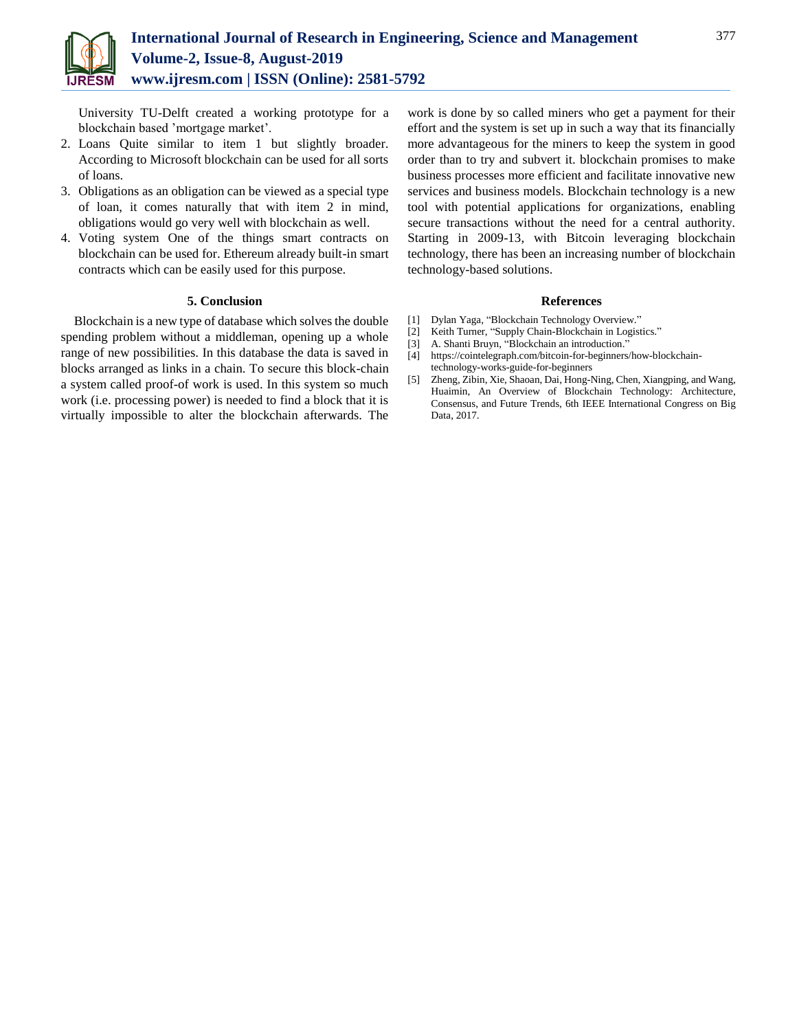University TU-Delft created a working prototype for a blockchain based 'mortgage market'.

2. Loans Quite similar to item 1 but slightly broader. According to Microsoft blockchain can be used for all sorts of loans.
3. Obligations as an obligation can be viewed as a special type of loan, it comes naturally that with item 2 in mind, obligations would go very well with blockchain as well.
4. Voting system One of the things smart contracts on blockchain can be used for. Ethereum already built-in smart contracts which can be easily used for this purpose.

## 5. Conclusion

Blockchain is a new type of database which solves the double spending problem without a middleman, opening up a whole range of new possibilities. In this database the data is saved in blocks arranged as links in a chain. To secure this block-chain a system called proof-of work is used. In this system so much work (i.e. processing power) is needed to find a block that it is virtually impossible to alter the blockchain afterwards. The work is done by so called miners who get a payment for their effort and the system is set up in such a way that its financially more advantageous for the miners to keep the system in good order than to try and subvert it. blockchain promises to make business processes more efficient and facilitate innovative new services and business models. Blockchain technology is a new tool with potential applications for organizations, enabling secure transactions without the need for a central authority. Starting in 2009-13, with Bitcoin leveraging blockchain technology, there has been an increasing number of blockchain technology-based solutions.

## References

[1] Dylan Yaga, "Blockchain Technology Overview."
[2] Keith Turner, "Supply Chain-Blockchain in Logistics."
[3] A. Shanti Bruyn, "Blockchain an introduction."
[4] https://cointelegraph.com/bitcoin-for-beginners/how-blockchain-technology-works-guide-for-beginners
[5] Zheng, Zibin, Xie, Shaoan, Dai, Hong-Ning, Chen, Xiangping, and Wang, Huaimin, An Overview of Blockchain Technology: Architecture, Consensus, and Future Trends, 6th IEEE International Congress on Big Data, 2017.